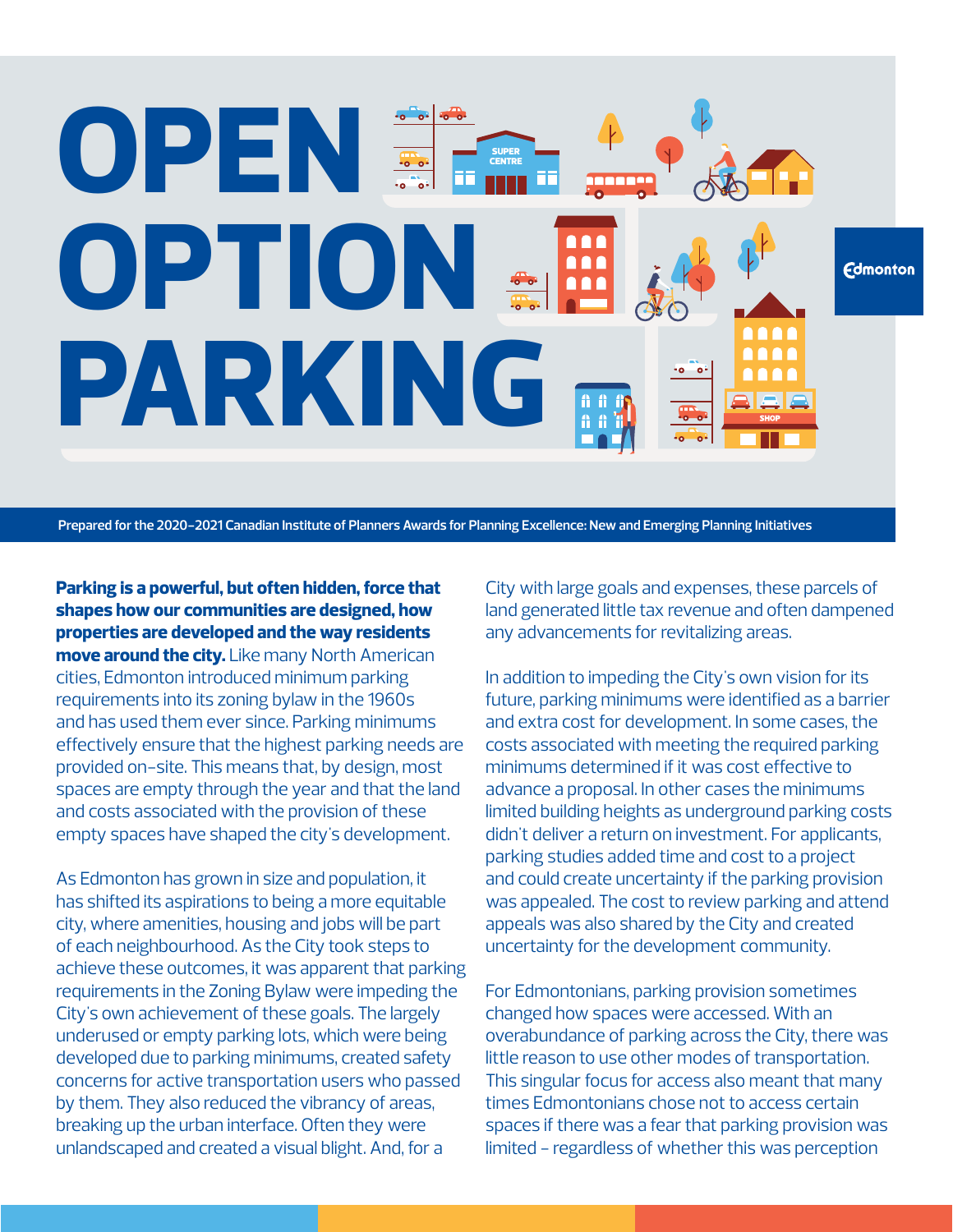# OPEN OPTION PARKING

Prepared for the 2020-2021 Canadian Institute of Planners Awards for Planning Excellence: New and Emerging Planning Initiatives

**Parking is a powerful, but often hidden, force that shapes how our communities are designed, how properties are developed and the way residents move around the city.** Like many North American cities, Edmonton introduced minimum parking requirements into its zoning bylaw in the 1960s and has used them ever since. Parking minimums effectively ensure that the highest parking needs are provided on-site. This means that, by design, most spaces are empty through the year and that the land and costs associated with the provision of these empty spaces have shaped the city's development.

As Edmonton has grown in size and population, it has shifted its aspirations to being a more equitable city, where amenities, housing and jobs will be part of each neighbourhood. As the City took steps to achieve these outcomes, it was apparent that parking requirements in the Zoning Bylaw were impeding the City's own achievement of these goals. The largely underused or empty parking lots, which were being developed due to parking minimums, created safety concerns for active transportation users who passed by them. They also reduced the vibrancy of areas, breaking up the urban interface. Often they were unlandscaped and created a visual blight. And, for a City with large goals and expenses, these parcels of land generated little tax revenue and often dampened any advancements for revitalizing areas.

In addition to impeding the City's own vision for its future, parking minimums were identified as a barrier and extra cost for development. In some cases, the costs associated with meeting the required parking minimums determined if it was cost effective to advance a proposal. In other cases the minimums limited building heights as underground parking costs didn't deliver a return on investment. For applicants, parking studies added time and cost to a project and could create uncertainty if the parking provision was appealed. The cost to review parking and attend appeals was also shared by the City and created uncertainty for the development community.

For Edmontonians, parking provision sometimes changed how spaces were accessed. With an overabundance of parking across the City, there was little reason to use other modes of transportation. This singular focus for access also meant that many times Edmontonians chose not to access certain spaces if there was a fear that parking provision was limited – regardless of whether this was perception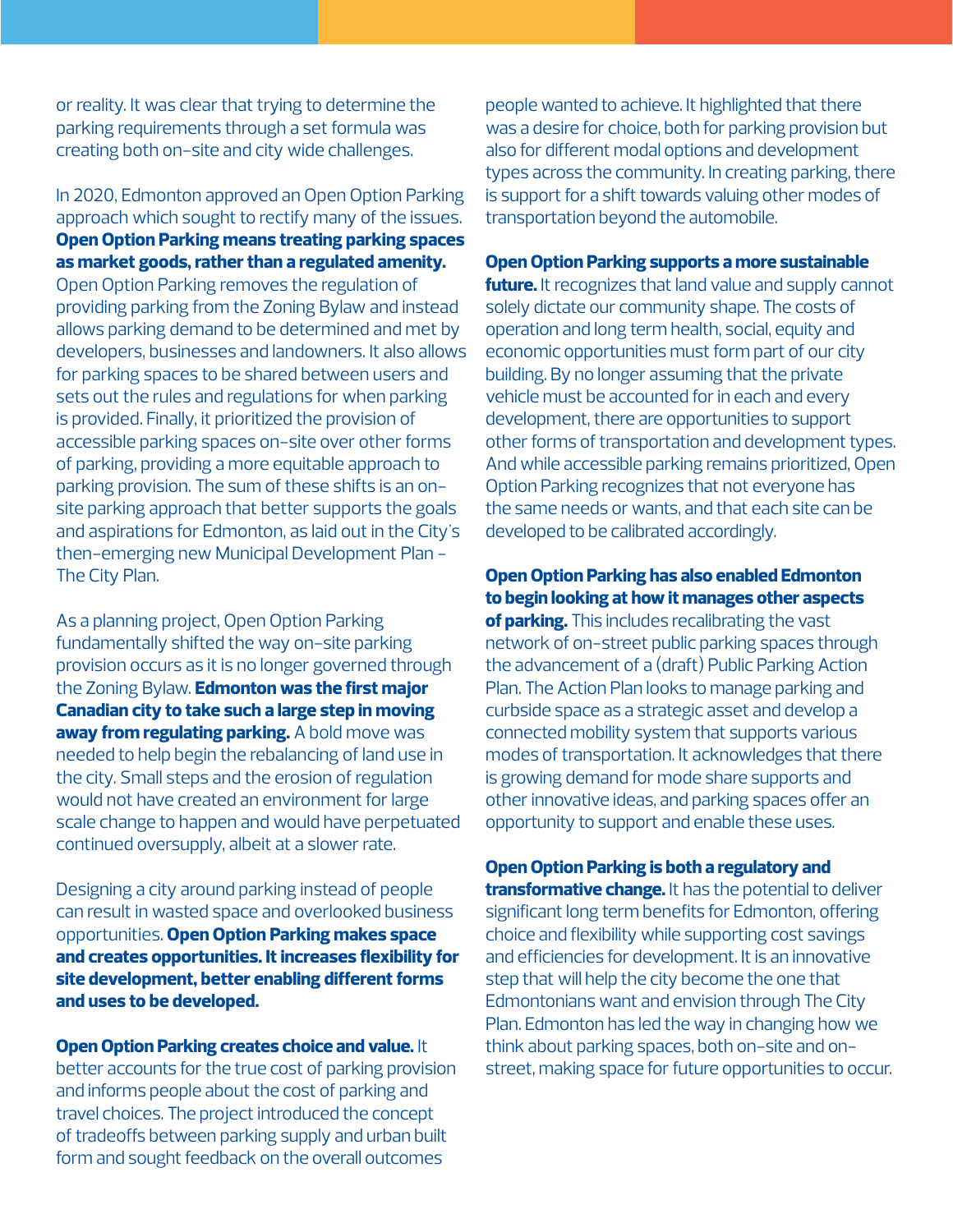or reality. It was clear that trying to determine the parking requirements through a set formula was creating both on-site and city wide challenges.

In 2020, Edmonton approved an Open Option Parking approach which sought to rectify many of the issues. **Open Option Parking means treating parking spaces as market goods, rather than a regulated amenity.** Open Option Parking removes the regulation of providing parking from the Zoning Bylaw and instead allows parking demand to be determined and met by developers, businesses and landowners. It also allows for parking spaces to be shared between users and sets out the rules and regulations for when parking is provided. Finally, it prioritized the provision of accessible parking spaces on-site over other forms of parking, providing a more equitable approach to parking provision. The sum of these shifts is an on-site parking approach that better supports the goals and aspirations for Edmonton, as laid out in the City's then-emerging new Municipal Development Plan - The City Plan.

As a planning project, Open Option Parking fundamentally shifted the way on-site parking provision occurs as it is no longer governed through the Zoning Bylaw. **Edmonton was the first major Canadian city to take such a large step in moving away from regulating parking.** A bold move was needed to help begin the rebalancing of land use in the city. Small steps and the erosion of regulation would not have created an environment for large scale change to happen and would have perpetuated continued oversupply, albeit at a slower rate.

Designing a city around parking instead of people can result in wasted space and overlooked business opportunities. **Open Option Parking makes space and creates opportunities. It increases flexibility for site development, better enabling different forms and uses to be developed.**

**Open Option Parking creates choice and value.** It better accounts for the true cost of parking provision and informs people about the cost of parking and travel choices. The project introduced the concept of tradeoffs between parking supply and urban built form and sought feedback on the overall outcomes people wanted to achieve. It highlighted that there was a desire for choice, both for parking provision but also for different modal options and development types across the community. In creating parking, there is support for a shift towards valuing other modes of transportation beyond the automobile.

**Open Option Parking supports a more sustainable future.** It recognizes that land value and supply cannot solely dictate our community shape. The costs of operation and long term health, social, equity and economic opportunities must form part of our city building. By no longer assuming that the private vehicle must be accounted for in each and every development, there are opportunities to support other forms of transportation and development types. And while accessible parking remains prioritized, Open Option Parking recognizes that not everyone has the same needs or wants, and that each site can be developed to be calibrated accordingly.

**Open Option Parking has also enabled Edmonton to begin looking at how it manages other aspects of parking.** This includes recalibrating the vast network of on-street public parking spaces through the advancement of a (draft) Public Parking Action Plan. The Action Plan looks to manage parking and curbside space as a strategic asset and develop a connected mobility system that supports various modes of transportation. It acknowledges that there is growing demand for mode share supports and other innovative ideas, and parking spaces offer an opportunity to support and enable these uses.

**Open Option Parking is both a regulatory and transformative change.** It has the potential to deliver significant long term benefits for Edmonton, offering choice and flexibility while supporting cost savings and efficiencies for development. It is an innovative step that will help the city become the one that Edmontonians want and envision through The City Plan. Edmonton has led the way in changing how we think about parking spaces, both on-site and on-street, making space for future opportunities to occur.